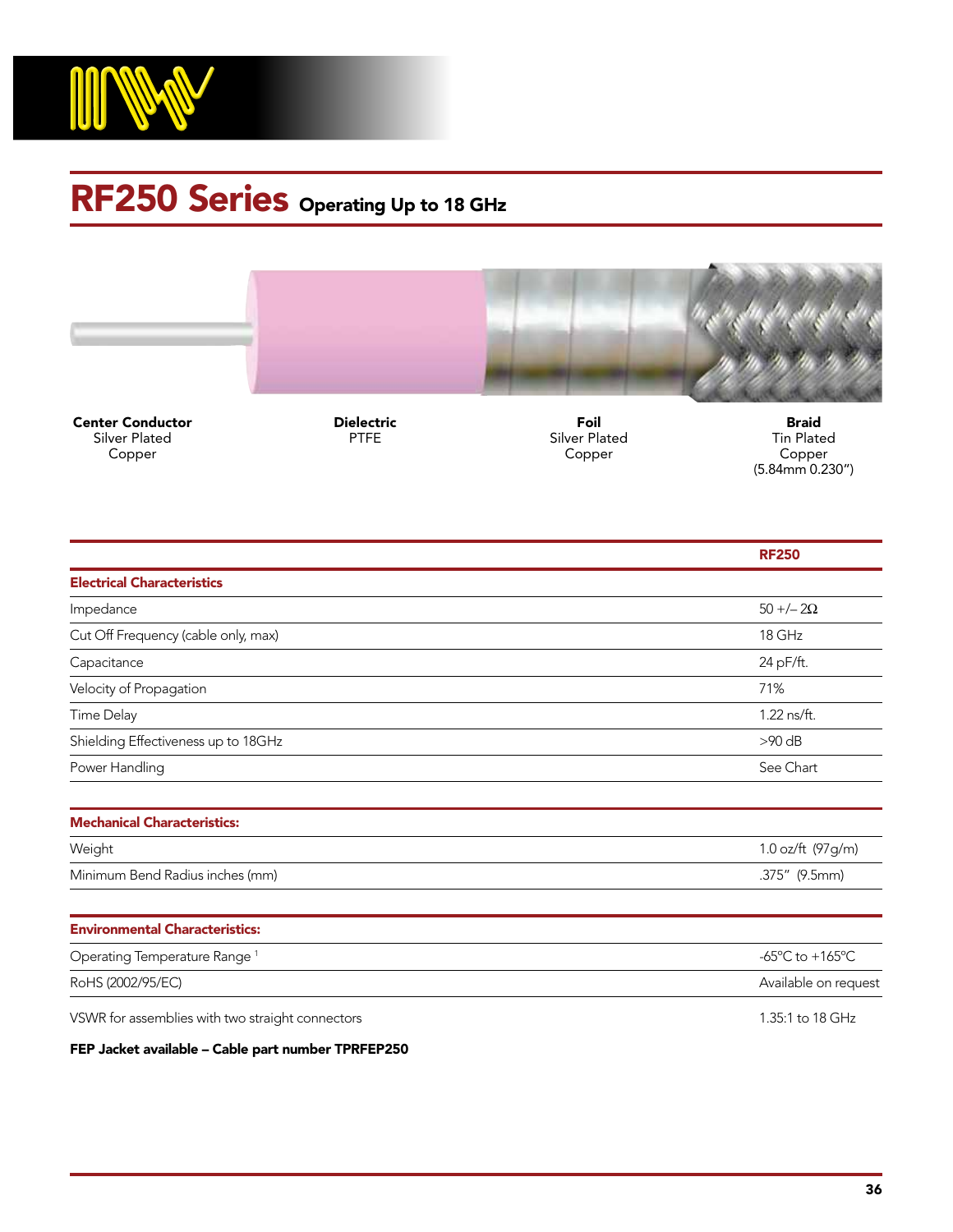# RF250 Series Operating Up to 18 GHz

**Center Conductor**
Silver Plated
Copper

**Dielectric**
PTFE

**Foil**
Silver Plated
Copper

**Braid**
Tin Plated
Copper
(5.84mm 0.230")

| | RF250 |
|---|---|
| **Electrical Characteristics** | |
| Impedance | 50 +/– 2Ω |
| Cut Off Frequency (cable only, max) | 18 GHz |
| Capacitance | 24 pF/ft. |
| Velocity of Propagation | 71% |
| Time Delay | 1.22 ns/ft. |
| Shielding Effectiveness up to 18GHz | >90 dB |
| Power Handling | See Chart |
| **Mechanical Characteristics:** | |
| Weight | 1.0 oz/ft (97g/m) |
| Minimum Bend Radius inches (mm) | .375" (9.5mm) |
| **Environmental Characteristics:** | |
| Operating Temperature Range [1] | -65°C to +165°C |
| RoHS (2002/95/EC) | Available on request |

VSWR for assemblies with two straight connectors — 1.35:1 to 18 GHz

**FEP Jacket available – Cable part number TPRFEP250**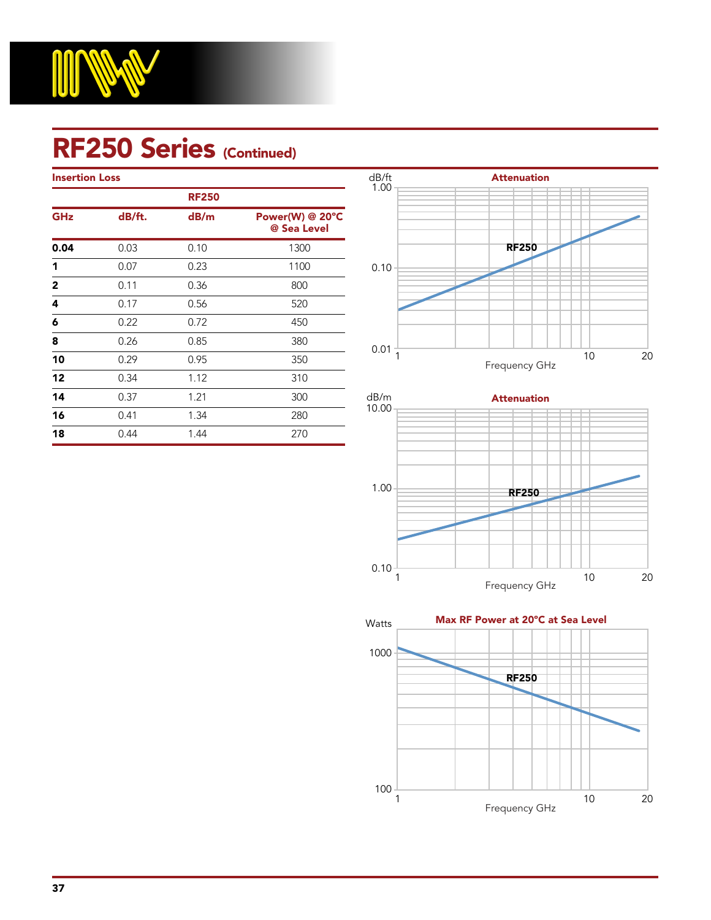# RF250 Series (Continued)

## Insertion Loss

| | | RF250 | |
|---|---|---|---|
| GHz | dB/ft. | dB/m | Power(W) @ 20°C @ Sea Level |
| **0.04** | 0.03 | 0.10 | 1300 |
| **1** | 0.07 | 0.23 | 1100 |
| **2** | 0.11 | 0.36 | 800 |
| **4** | 0.17 | 0.56 | 520 |
| **6** | 0.22 | 0.72 | 450 |
| **8** | 0.26 | 0.85 | 380 |
| **10** | 0.29 | 0.95 | 350 |
| **12** | 0.34 | 1.12 | 310 |
| **14** | 0.37 | 1.21 | 300 |
| **16** | 0.41 | 1.34 | 280 |
| **18** | 0.44 | 1.44 | 270 |

**Attenuation**

dB/ft

1.00

0.10

0.01

RF250

1

10

20

Frequency GHz

**Attenuation**

dB/m

10.00

1.00

0.10

RF250

1

10

20

Frequency GHz

**Max RF Power at 20°C at Sea Level**

Watts

1000

100

RF250

1

10

20

Frequency GHz